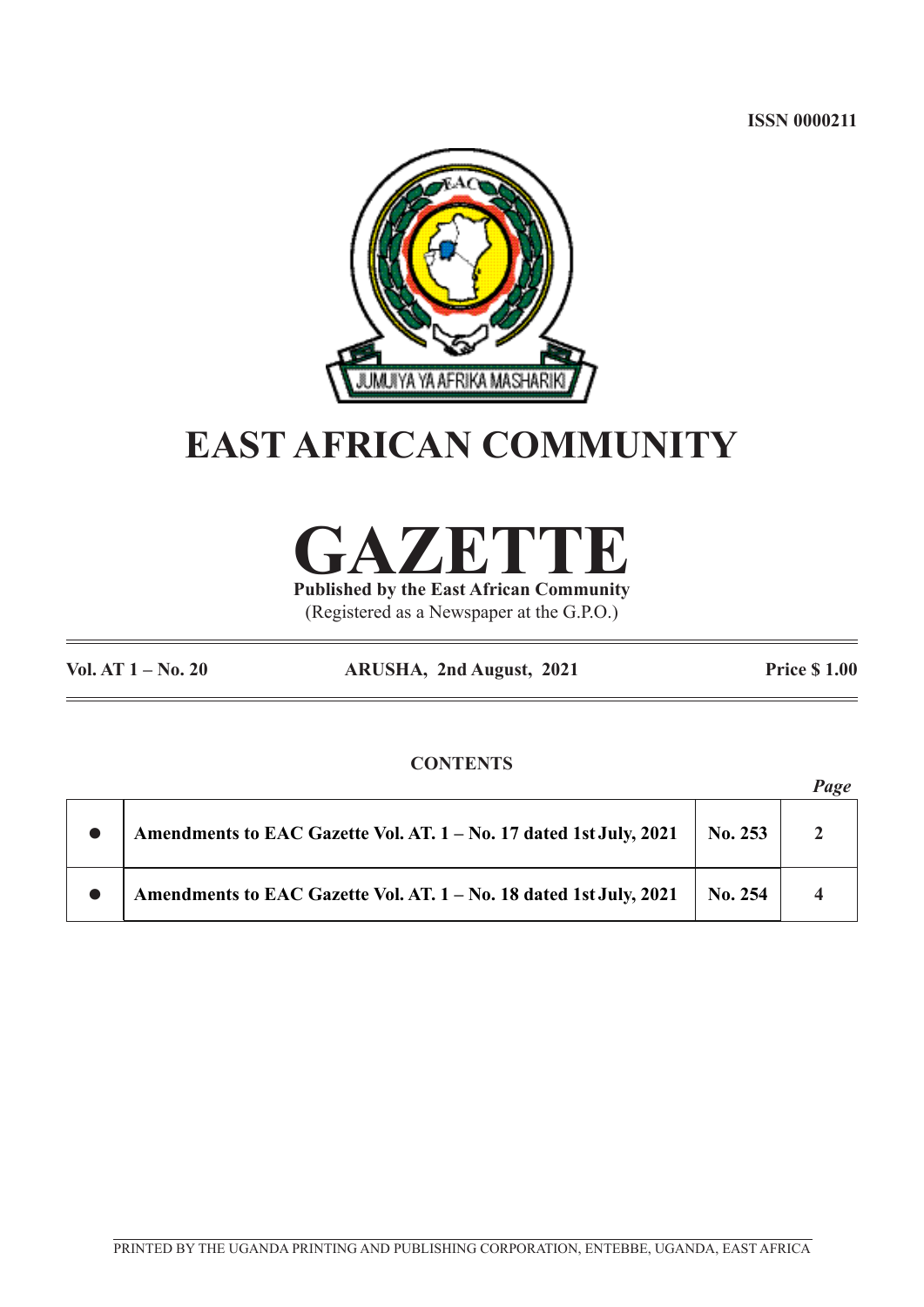ISSN 0000211

JUMUIYA YA AFRIKA MASHARIKI

# EAST AFRICAN COMMUNITY

# GAZETTE

**Published by the East African Community**

(Registered as a Newspaper at the G.P.O.)

**Vol. AT 1 – No. 20** **ARUSHA, 2nd August, 2021** **Price $ 1.00**

## CONTENTS

| | | | *Page* |
|---|---|---|---|
| ● | **Amendments to EAC Gazette Vol. AT. 1 – No. 17 dated 1st July, 2021** | **No. 253** | **2** |
| ● | **Amendments to EAC Gazette Vol. AT. 1 – No. 18 dated 1st July, 2021** | **No. 254** | **4** |

PRINTED BY THE UGANDA PRINTING AND PUBLISHING CORPORATION, ENTEBBE, UGANDA, EAST AFRICA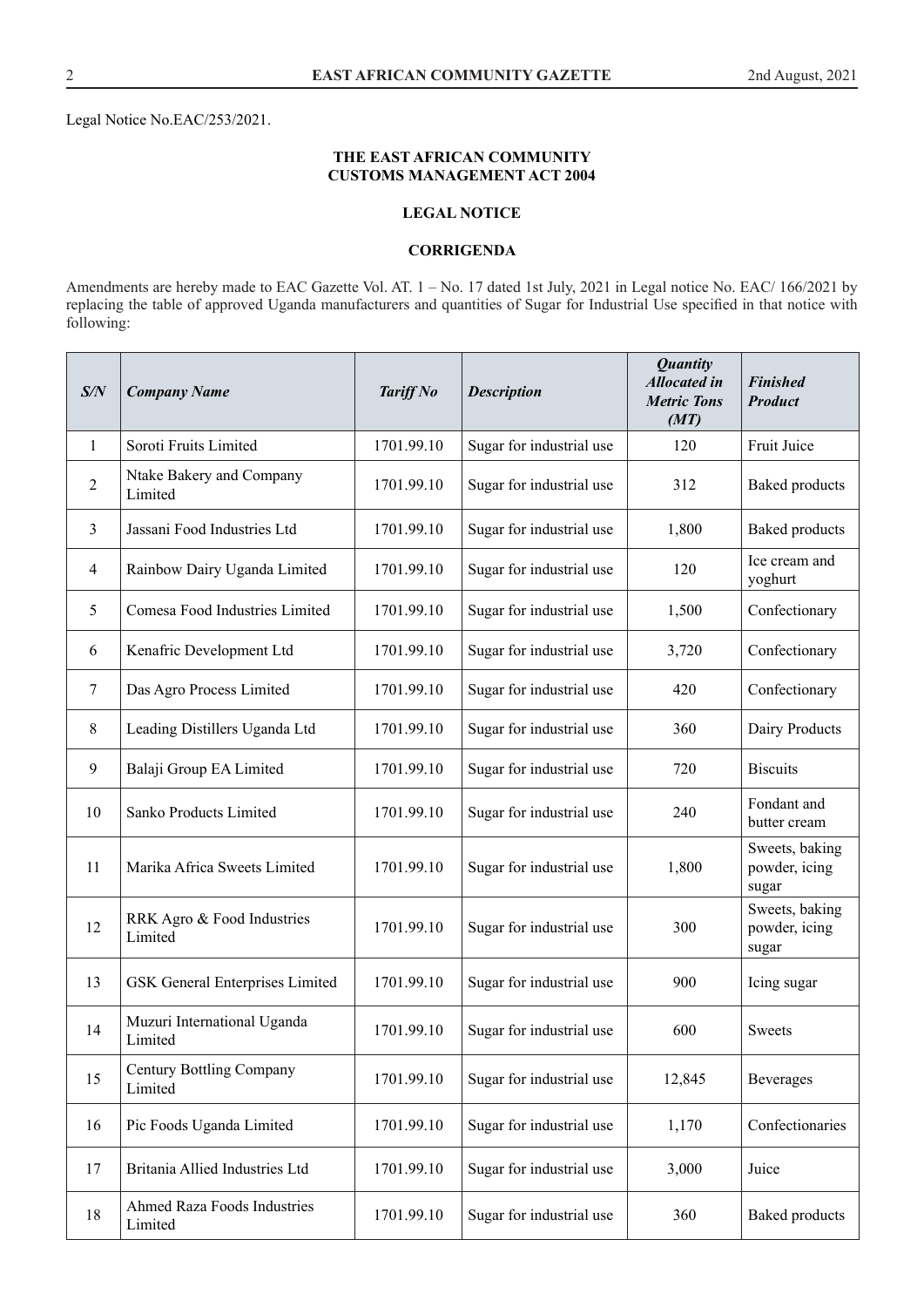Legal Notice No.EAC/253/2021.

**THE EAST AFRICAN COMMUNITY**
**CUSTOMS MANAGEMENT ACT 2004**

**LEGAL NOTICE**

**CORRIGENDA**

Amendments are hereby made to EAC Gazette Vol. AT. 1 – No. 17 dated 1st July, 2021 in Legal notice No. EAC/ 166/2021 by replacing the table of approved Uganda manufacturers and quantities of Sugar for Industrial Use specified in that notice with following:

| *S/N* | *Company Name* | *Tariff No* | *Description* | *Quantity Allocated in Metric Tons (MT)* | *Finished Product* |
|---|---|---|---|---|---|
| 1 | Soroti Fruits Limited | 1701.99.10 | Sugar for industrial use | 120 | Fruit Juice |
| 2 | Ntake Bakery and Company Limited | 1701.99.10 | Sugar for industrial use | 312 | Baked products |
| 3 | Jassani Food Industries Ltd | 1701.99.10 | Sugar for industrial use | 1,800 | Baked products |
| 4 | Rainbow Dairy Uganda Limited | 1701.99.10 | Sugar for industrial use | 120 | Ice cream and yoghurt |
| 5 | Comesa Food Industries Limited | 1701.99.10 | Sugar for industrial use | 1,500 | Confectionary |
| 6 | Kenafric Development Ltd | 1701.99.10 | Sugar for industrial use | 3,720 | Confectionary |
| 7 | Das Agro Process Limited | 1701.99.10 | Sugar for industrial use | 420 | Confectionary |
| 8 | Leading Distillers Uganda Ltd | 1701.99.10 | Sugar for industrial use | 360 | Dairy Products |
| 9 | Balaji Group EA Limited | 1701.99.10 | Sugar for industrial use | 720 | Biscuits |
| 10 | Sanko Products Limited | 1701.99.10 | Sugar for industrial use | 240 | Fondant and butter cream |
| 11 | Marika Africa Sweets Limited | 1701.99.10 | Sugar for industrial use | 1,800 | Sweets, baking powder, icing sugar |
| 12 | RRK Agro & Food Industries Limited | 1701.99.10 | Sugar for industrial use | 300 | Sweets, baking powder, icing sugar |
| 13 | GSK General Enterprises Limited | 1701.99.10 | Sugar for industrial use | 900 | Icing sugar |
| 14 | Muzuri International Uganda Limited | 1701.99.10 | Sugar for industrial use | 600 | Sweets |
| 15 | Century Bottling Company Limited | 1701.99.10 | Sugar for industrial use | 12,845 | Beverages |
| 16 | Pic Foods Uganda Limited | 1701.99.10 | Sugar for industrial use | 1,170 | Confectionaries |
| 17 | Britania Allied Industries Ltd | 1701.99.10 | Sugar for industrial use | 3,000 | Juice |
| 18 | Ahmed Raza Foods Industries Limited | 1701.99.10 | Sugar for industrial use | 360 | Baked products |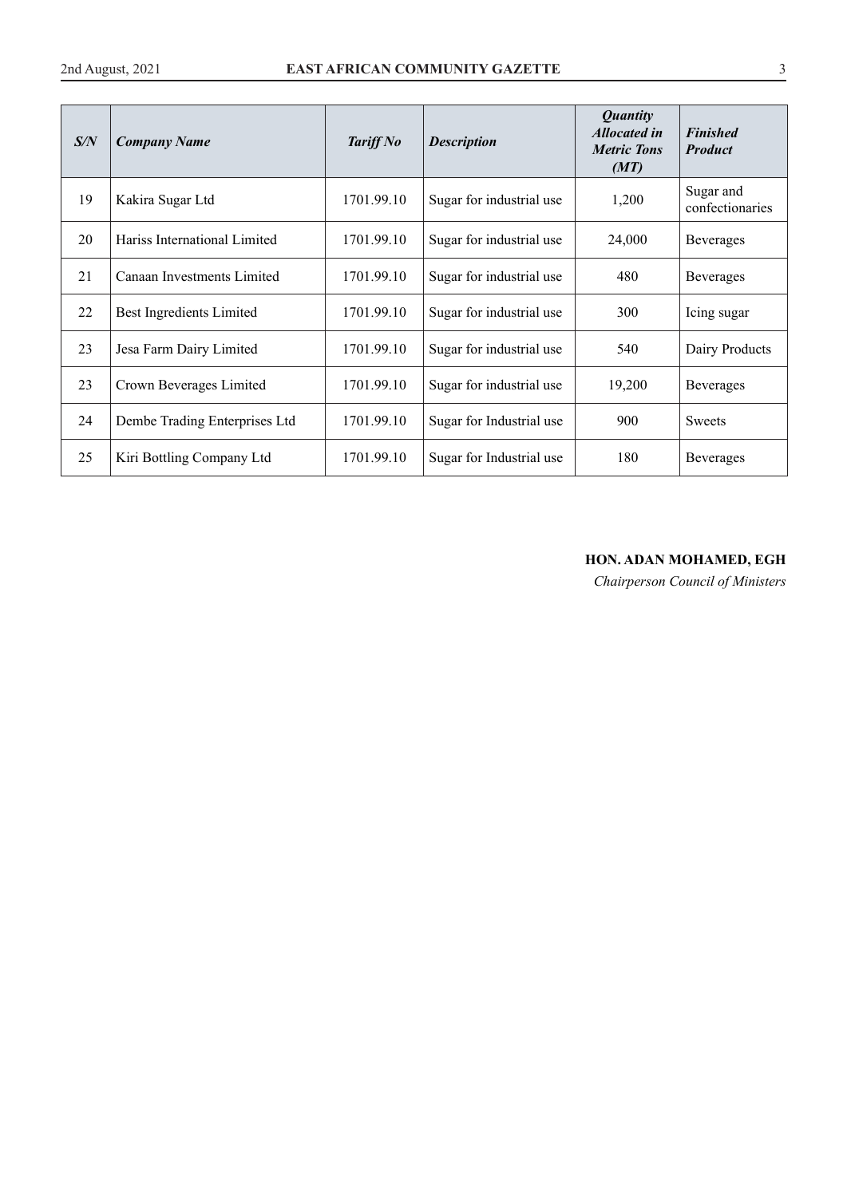| ***S/N*** | ***Company Name*** | ***Tariff No*** | ***Description*** | ***Quantity Allocated in Metric Tons (MT)*** | ***Finished Product*** |
|---|---|---|---|---|---|
| 19 | Kakira Sugar Ltd | 1701.99.10 | Sugar for industrial use | 1,200 | Sugar and confectionaries |
| 20 | Hariss International Limited | 1701.99.10 | Sugar for industrial use | 24,000 | Beverages |
| 21 | Canaan Investments Limited | 1701.99.10 | Sugar for industrial use | 480 | Beverages |
| 22 | Best Ingredients Limited | 1701.99.10 | Sugar for industrial use | 300 | Icing sugar |
| 23 | Jesa Farm Dairy Limited | 1701.99.10 | Sugar for industrial use | 540 | Dairy Products |
| 23 | Crown Beverages Limited | 1701.99.10 | Sugar for industrial use | 19,200 | Beverages |
| 24 | Dembe Trading Enterprises Ltd | 1701.99.10 | Sugar for Industrial use | 900 | Sweets |
| 25 | Kiri Bottling Company Ltd | 1701.99.10 | Sugar for Industrial use | 180 | Beverages |

**HON. ADAN MOHAMED, EGH**

*Chairperson Council of Ministers*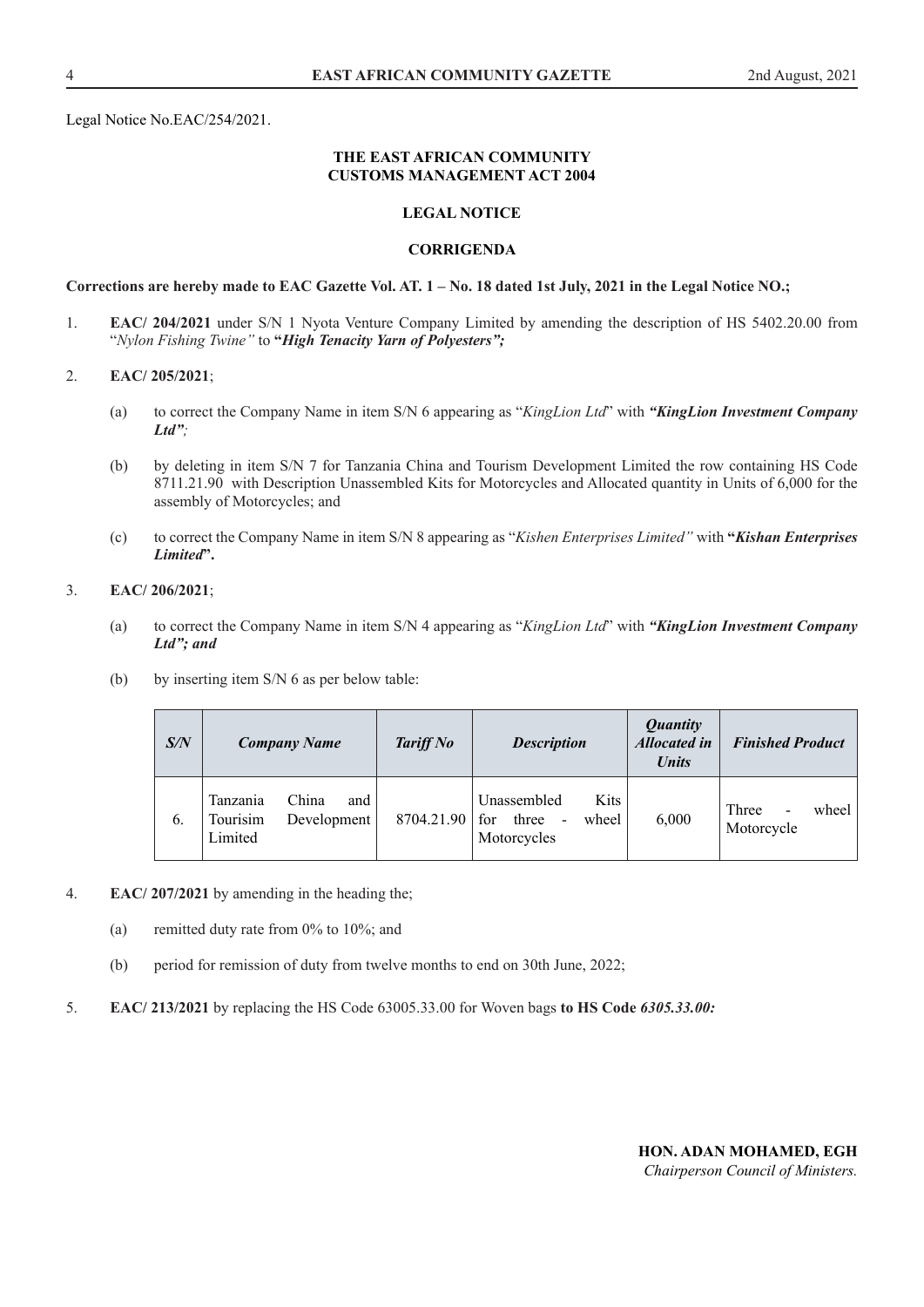Legal Notice No.EAC/254/2021.

**THE EAST AFRICAN COMMUNITY**
**CUSTOMS MANAGEMENT ACT 2004**

**LEGAL NOTICE**

**CORRIGENDA**

**Corrections are hereby made to EAC Gazette Vol. AT. 1 – No. 18 dated 1st July, 2021 in the Legal Notice NO.;**

1. **EAC/ 204/2021** under S/N 1 Nyota Venture Company Limited by amending the description of HS 5402.20.00 from "*Nylon Fishing Twine"* to **"*High Tenacity Yarn of Polyesters";***

2. **EAC/ 205/2021**;

   (a) to correct the Company Name in item S/N 6 appearing as "*KingLion Ltd*" with ***"KingLion Investment Company Ltd";***

   (b) by deleting in item S/N 7 for Tanzania China and Tourism Development Limited the row containing HS Code 8711.21.90 with Description Unassembled Kits for Motorcycles and Allocated quantity in Units of 6,000 for the assembly of Motorcycles; and

   (c) to correct the Company Name in item S/N 8 appearing as "*Kishen Enterprises Limited"* with **"*Kishan Enterprises Limited*".**

3. **EAC/ 206/2021**;

   (a) to correct the Company Name in item S/N 4 appearing as "*KingLion Ltd*" with ***"KingLion Investment Company Ltd"; and***

   (b) by inserting item S/N 6 as per below table:

| *S/N* | *Company Name* | *Tariff No* | *Description* | *Quantity Allocated in Units* | *Finished Product* |
|---|---|---|---|---|---|
| 6. | Tanzania China and Tourisim Development Limited | 8704.21.90 | Unassembled Kits for three - wheel Motorcycles | 6,000 | Three - wheel Motorcycle |

4. **EAC/ 207/2021** by amending in the heading the;

   (a) remitted duty rate from 0% to 10%; and

   (b) period for remission of duty from twelve months to end on 30th June, 2022;

5. **EAC/ 213/2021** by replacing the HS Code 63005.33.00 for Woven bags **to HS Code** ***6305.33.00:***

**HON. ADAN MOHAMED, EGH**
*Chairperson Council of Ministers.*